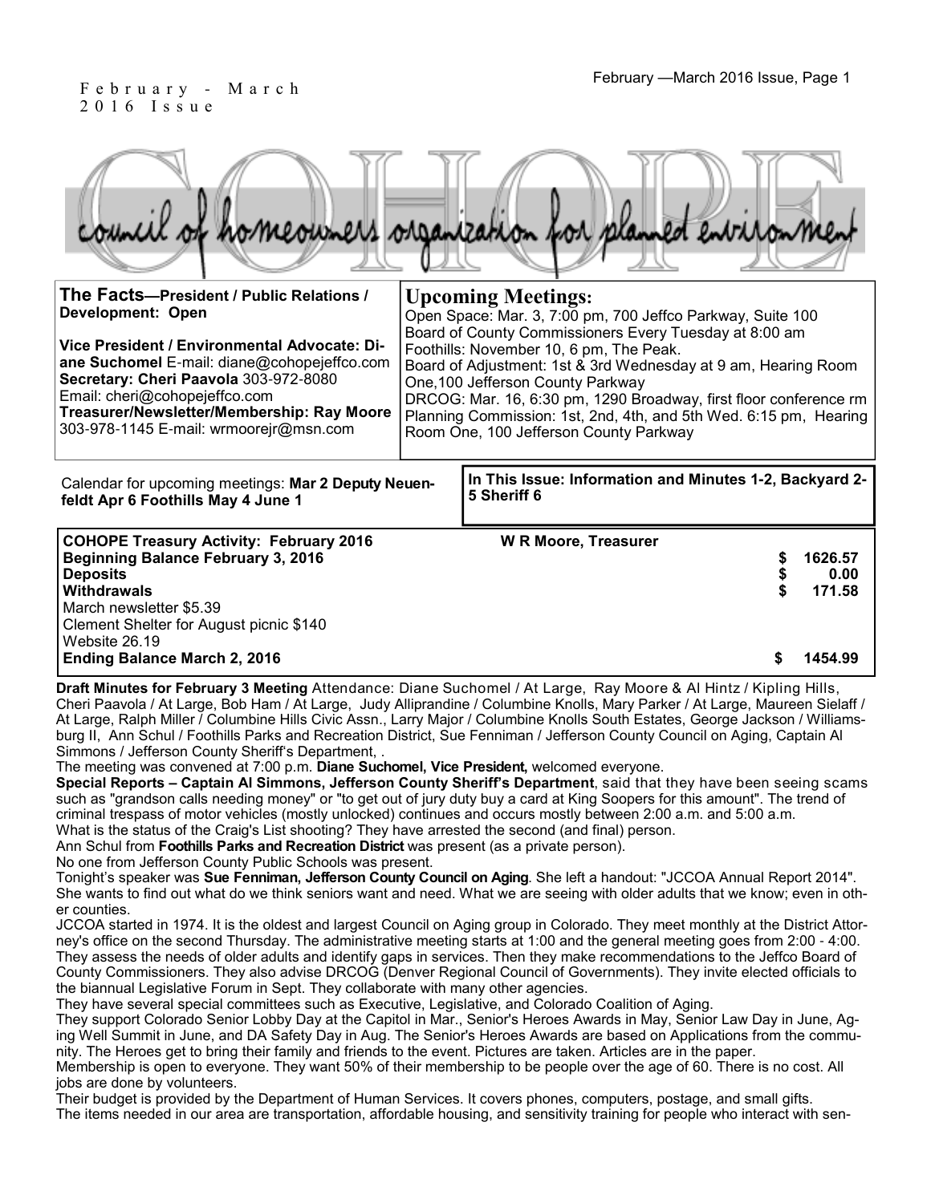February - March 2016 Issue

# COHOPE

council of homeowners organization for planned environment

**The Facts—President / Public Relations / Development: Open**

**Vice President / Environmental Advocate: Diane Suchomel** E-mail: diane@cohopejeffco.com
**Secretary: Cheri Paavola** 303-972-8080
Email: cheri@cohopejeffco.com
**Treasurer/Newsletter/Membership: Ray Moore** 303-978-1145 E-mail: wrmoorejr@msn.com

## Upcoming Meetings:

Open Space: Mar. 3, 7:00 pm, 700 Jeffco Parkway, Suite 100
Board of County Commissioners Every Tuesday at 8:00 am
Foothills: November 10, 6 pm, The Peak.
Board of Adjustment: 1st & 3rd Wednesday at 9 am, Hearing Room One,100 Jefferson County Parkway
DRCOG: Mar. 16, 6:30 pm, 1290 Broadway, first floor conference rm
Planning Commission: 1st, 2nd, 4th, and 5th Wed. 6:15 pm, Hearing Room One, 100 Jefferson County Parkway

Calendar for upcoming meetings: **Mar 2 Deputy Neuenfeldt Apr 6 Foothills May 4 June 1**

**In This Issue: Information and Minutes 1-2, Backyard 2-5 Sheriff 6**

| **COHOPE Treasury Activity: February 2016** | **W R Moore, Treasurer** |
|---|---|
| **Beginning Balance February 3, 2016** | **$ 1626.57** |
| **Deposits** | **$ 0.00** |
| **Withdrawals** | **$ 171.58** |
| March newsletter $5.39 | |
| Clement Shelter for August picnic $140 | |
| Website 26.19 | |
| **Ending Balance March 2, 2016** | **$ 1454.99** |

**Draft Minutes for February 3 Meeting** Attendance: Diane Suchomel / At Large, Ray Moore & Al Hintz / Kipling Hills, Cheri Paavola / At Large, Bob Ham / At Large, Judy Alliprandine / Columbine Knolls, Mary Parker / At Large, Maureen Sielaff / At Large, Ralph Miller / Columbine Hills Civic Assn., Larry Major / Columbine Knolls South Estates, George Jackson / Williamsburg II, Ann Schul / Foothills Parks and Recreation District, Sue Fenniman / Jefferson County Council on Aging, Captain Al Simmons / Jefferson County Sheriff's Department, .

The meeting was convened at 7:00 p.m. **Diane Suchomel, Vice President,** welcomed everyone.

**Special Reports – Captain Al Simmons, Jefferson County Sheriff's Department**, said that they have been seeing scams such as "grandson calls needing money" or "to get out of jury duty buy a card at King Soopers for this amount". The trend of criminal trespass of motor vehicles (mostly unlocked) continues and occurs mostly between 2:00 a.m. and 5:00 a.m.

What is the status of the Craig's List shooting? They have arrested the second (and final) person.

Ann Schul from **Foothills Parks and Recreation District** was present (as a private person).

No one from Jefferson County Public Schools was present.

Tonight's speaker was **Sue Fenniman, Jefferson County Council on Aging**. She left a handout: "JCCOA Annual Report 2014". She wants to find out what do we think seniors want and need. What we are seeing with older adults that we know; even in other counties.

JCCOA started in 1974. It is the oldest and largest Council on Aging group in Colorado. They meet monthly at the District Attorney's office on the second Thursday. The administrative meeting starts at 1:00 and the general meeting goes from 2:00 - 4:00. They assess the needs of older adults and identify gaps in services. Then they make recommendations to the Jeffco Board of County Commissioners. They also advise DRCOG (Denver Regional Council of Governments). They invite elected officials to the biannual Legislative Forum in Sept. They collaborate with many other agencies.

They have several special committees such as Executive, Legislative, and Colorado Coalition of Aging.

They support Colorado Senior Lobby Day at the Capitol in Mar., Senior's Heroes Awards in May, Senior Law Day in June, Aging Well Summit in June, and DA Safety Day in Aug. The Senior's Heroes Awards are based on Applications from the community. The Heroes get to bring their family and friends to the event. Pictures are taken. Articles are in the paper.

Membership is open to everyone. They want 50% of their membership to be people over the age of 60. There is no cost. All jobs are done by volunteers.

Their budget is provided by the Department of Human Services. It covers phones, computers, postage, and small gifts.

The items needed in our area are transportation, affordable housing, and sensitivity training for people who interact with sen-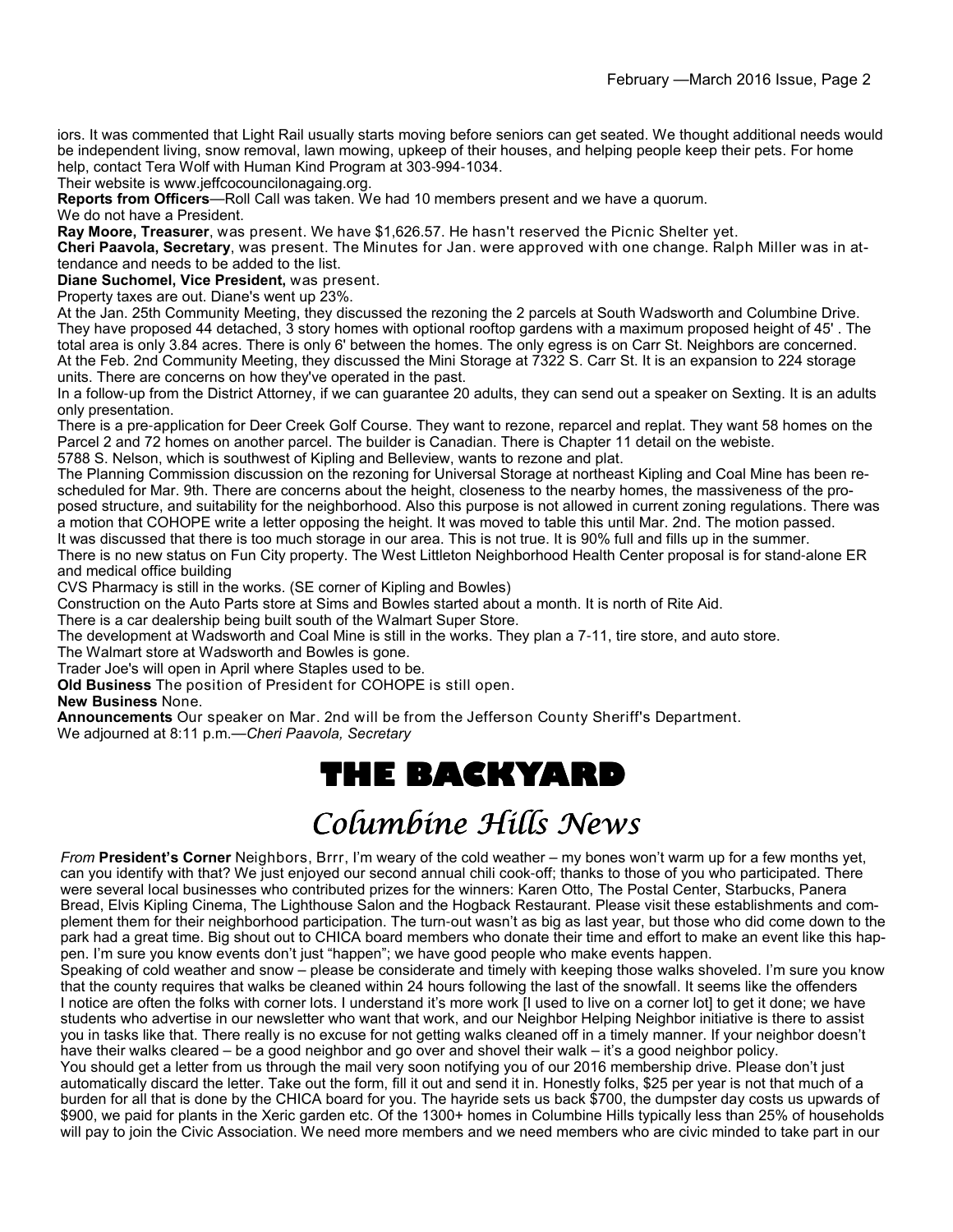iors. It was commented that Light Rail usually starts moving before seniors can get seated. We thought additional needs would be independent living, snow removal, lawn mowing, upkeep of their houses, and helping people keep their pets. For home help, contact Tera Wolf with Human Kind Program at 303-994-1034.

Their website is www.jeffcocouncilonagaing.org.

**Reports from Officers**—Roll Call was taken. We had 10 members present and we have a quorum.

We do not have a President.

**Ray Moore, Treasurer**, was present. We have $1,626.57. He hasn't reserved the Picnic Shelter yet.

**Cheri Paavola, Secretary**, was present. The Minutes for Jan. were approved with one change. Ralph Miller was in attendance and needs to be added to the list.

**Diane Suchomel, Vice President,** was present.

Property taxes are out. Diane's went up 23%.

At the Jan. 25th Community Meeting, they discussed the rezoning the 2 parcels at South Wadsworth and Columbine Drive. They have proposed 44 detached, 3 story homes with optional rooftop gardens with a maximum proposed height of 45' . The total area is only 3.84 acres. There is only 6' between the homes. The only egress is on Carr St. Neighbors are concerned.

At the Feb. 2nd Community Meeting, they discussed the Mini Storage at 7322 S. Carr St. It is an expansion to 224 storage units. There are concerns on how they've operated in the past.

In a follow-up from the District Attorney, if we can guarantee 20 adults, they can send out a speaker on Sexting. It is an adults only presentation.

There is a pre-application for Deer Creek Golf Course. They want to rezone, reparcel and replat. They want 58 homes on the Parcel 2 and 72 homes on another parcel. The builder is Canadian. There is Chapter 11 detail on the webiste.

5788 S. Nelson, which is southwest of Kipling and Belleview, wants to rezone and plat.

The Planning Commission discussion on the rezoning for Universal Storage at northeast Kipling and Coal Mine has been rescheduled for Mar. 9th. There are concerns about the height, closeness to the nearby homes, the massiveness of the proposed structure, and suitability for the neighborhood. Also this purpose is not allowed in current zoning regulations. There was a motion that COHOPE write a letter opposing the height. It was moved to table this until Mar. 2nd. The motion passed.

It was discussed that there is too much storage in our area. This is not true. It is 90% full and fills up in the summer.

There is no new status on Fun City property. The West Littleton Neighborhood Health Center proposal is for stand-alone ER and medical office building

CVS Pharmacy is still in the works. (SE corner of Kipling and Bowles)

Construction on the Auto Parts store at Sims and Bowles started about a month. It is north of Rite Aid.

There is a car dealership being built south of the Walmart Super Store.

The development at Wadsworth and Coal Mine is still in the works. They plan a 7-11, tire store, and auto store.

The Walmart store at Wadsworth and Bowles is gone.

Trader Joe's will open in April where Staples used to be.

**Old Business** The position of President for COHOPE is still open.

**New Business** None.

**Announcements** Our speaker on Mar. 2nd will be from the Jefferson County Sheriff's Department.

We adjourned at 8:11 p.m.—*Cheri Paavola, Secretary*

# THE BACKYARD

## *Columbine Hills News*

*From* **President's Corner** Neighbors, Brrr, I'm weary of the cold weather – my bones won't warm up for a few months yet, can you identify with that? We just enjoyed our second annual chili cook-off; thanks to those of you who participated. There were several local businesses who contributed prizes for the winners: Karen Otto, The Postal Center, Starbucks, Panera Bread, Elvis Kipling Cinema, The Lighthouse Salon and the Hogback Restaurant. Please visit these establishments and complement them for their neighborhood participation. The turn-out wasn't as big as last year, but those who did come down to the park had a great time. Big shout out to CHICA board members who donate their time and effort to make an event like this happen. I'm sure you know events don't just "happen"; we have good people who make events happen.

Speaking of cold weather and snow – please be considerate and timely with keeping those walks shoveled. I'm sure you know that the county requires that walks be cleaned within 24 hours following the last of the snowfall. It seems like the offenders I notice are often the folks with corner lots. I understand it's more work [I used to live on a corner lot] to get it done; we have students who advertise in our newsletter who want that work, and our Neighbor Helping Neighbor initiative is there to assist you in tasks like that. There really is no excuse for not getting walks cleaned off in a timely manner. If your neighbor doesn't have their walks cleared – be a good neighbor and go over and shovel their walk – it's a good neighbor policy.

You should get a letter from us through the mail very soon notifying you of our 2016 membership drive. Please don't just automatically discard the letter. Take out the form, fill it out and send it in. Honestly folks, $25 per year is not that much of a burden for all that is done by the CHICA board for you. The hayride sets us back $700, the dumpster day costs us upwards of $900, we paid for plants in the Xeric garden etc. Of the 1300+ homes in Columbine Hills typically less than 25% of households will pay to join the Civic Association. We need more members and we need members who are civic minded to take part in our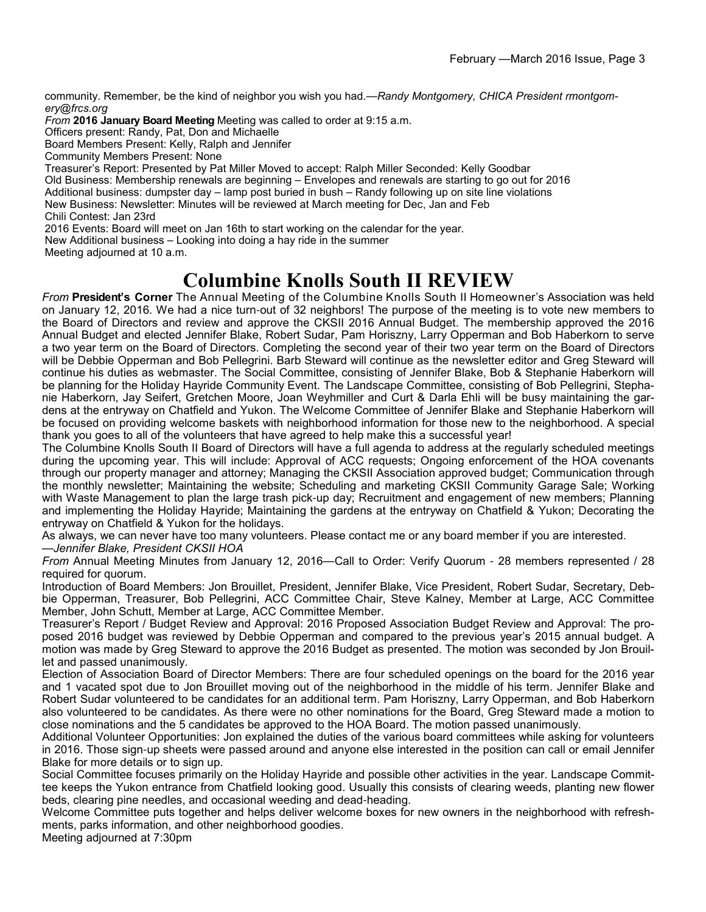community. Remember, be the kind of neighbor you wish you had.—*Randy Montgomery, CHICA President rmontgomery@frcs.org*

*From* **2016 January Board Meeting** Meeting was called to order at 9:15 a.m.

Officers present: Randy, Pat, Don and Michaelle

Board Members Present: Kelly, Ralph and Jennifer

Community Members Present: None

Treasurer's Report: Presented by Pat Miller Moved to accept: Ralph Miller Seconded: Kelly Goodbar

Old Business: Membership renewals are beginning – Envelopes and renewals are starting to go out for 2016

Additional business: dumpster day – lamp post buried in bush – Randy following up on site line violations

New Business: Newsletter: Minutes will be reviewed at March meeting for Dec, Jan and Feb

Chili Contest: Jan 23rd

2016 Events: Board will meet on Jan 16th to start working on the calendar for the year.

New Additional business – Looking into doing a hay ride in the summer

Meeting adjourned at 10 a.m.

# Columbine Knolls South II REVIEW

*From* **President's Corner** The Annual Meeting of the Columbine Knolls South II Homeowner's Association was held on January 12, 2016. We had a nice turn-out of 32 neighbors! The purpose of the meeting is to vote new members to the Board of Directors and review and approve the CKSII 2016 Annual Budget. The membership approved the 2016 Annual Budget and elected Jennifer Blake, Robert Sudar, Pam Horiszny, Larry Opperman and Bob Haberkorn to serve a two year term on the Board of Directors. Completing the second year of their two year term on the Board of Directors will be Debbie Opperman and Bob Pellegrini. Barb Steward will continue as the newsletter editor and Greg Steward will continue his duties as webmaster. The Social Committee, consisting of Jennifer Blake, Bob & Stephanie Haberkorn will be planning for the Holiday Hayride Community Event. The Landscape Committee, consisting of Bob Pellegrini, Stephanie Haberkorn, Jay Seifert, Gretchen Moore, Joan Weyhmiller and Curt & Darla Ehli will be busy maintaining the gardens at the entryway on Chatfield and Yukon. The Welcome Committee of Jennifer Blake and Stephanie Haberkorn will be focused on providing welcome baskets with neighborhood information for those new to the neighborhood. A special thank you goes to all of the volunteers that have agreed to help make this a successful year!

The Columbine Knolls South II Board of Directors will have a full agenda to address at the regularly scheduled meetings during the upcoming year. This will include: Approval of ACC requests; Ongoing enforcement of the HOA covenants through our property manager and attorney; Managing the CKSII Association approved budget; Communication through the monthly newsletter; Maintaining the website; Scheduling and marketing CKSII Community Garage Sale; Working with Waste Management to plan the large trash pick-up day; Recruitment and engagement of new members; Planning and implementing the Holiday Hayride; Maintaining the gardens at the entryway on Chatfield & Yukon; Decorating the entryway on Chatfield & Yukon for the holidays.

As always, we can never have too many volunteers. Please contact me or any board member if you are interested.
—*Jennifer Blake, President CKSII HOA*

*From* Annual Meeting Minutes from January 12, 2016—Call to Order: Verify Quorum - 28 members represented / 28 required for quorum.

Introduction of Board Members: Jon Brouillet, President, Jennifer Blake, Vice President, Robert Sudar, Secretary, Debbie Opperman, Treasurer, Bob Pellegrini, ACC Committee Chair, Steve Kalney, Member at Large, ACC Committee Member, John Schutt, Member at Large, ACC Committee Member.

Treasurer's Report / Budget Review and Approval: 2016 Proposed Association Budget Review and Approval: The proposed 2016 budget was reviewed by Debbie Opperman and compared to the previous year's 2015 annual budget. A motion was made by Greg Steward to approve the 2016 Budget as presented. The motion was seconded by Jon Brouillet and passed unanimously.

Election of Association Board of Director Members: There are four scheduled openings on the board for the 2016 year and 1 vacated spot due to Jon Brouillet moving out of the neighborhood in the middle of his term. Jennifer Blake and Robert Sudar volunteered to be candidates for an additional term. Pam Horiszny, Larry Opperman, and Bob Haberkorn also volunteered to be candidates. As there were no other nominations for the Board, Greg Steward made a motion to close nominations and the 5 candidates be approved to the HOA Board. The motion passed unanimously.

Additional Volunteer Opportunities: Jon explained the duties of the various board committees while asking for volunteers in 2016. Those sign-up sheets were passed around and anyone else interested in the position can call or email Jennifer Blake for more details or to sign up.

Social Committee focuses primarily on the Holiday Hayride and possible other activities in the year. Landscape Committee keeps the Yukon entrance from Chatfield looking good. Usually this consists of clearing weeds, planting new flower beds, clearing pine needles, and occasional weeding and dead-heading.

Welcome Committee puts together and helps deliver welcome boxes for new owners in the neighborhood with refreshments, parks information, and other neighborhood goodies.

Meeting adjourned at 7:30pm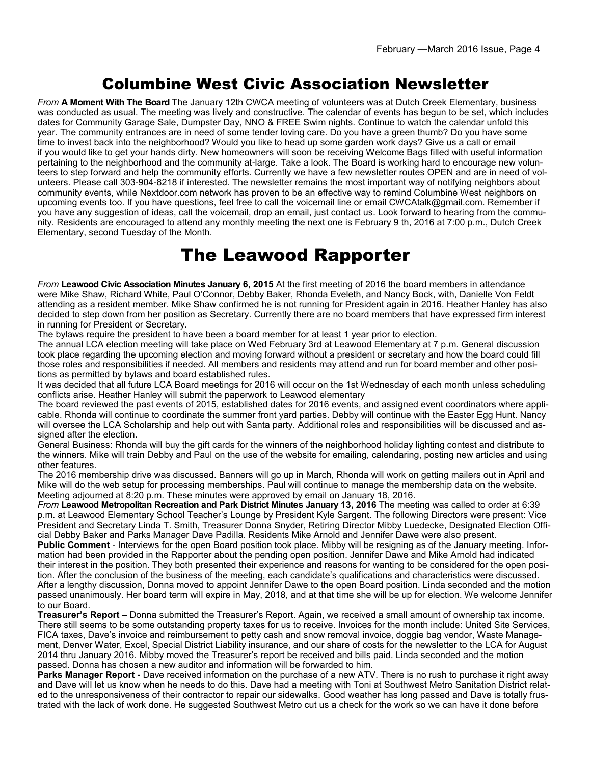# Columbine West Civic Association Newsletter

*From* **A Moment With The Board** The January 12th CWCA meeting of volunteers was at Dutch Creek Elementary, business was conducted as usual. The meeting was lively and constructive. The calendar of events has begun to be set, which includes dates for Community Garage Sale, Dumpster Day, NNO & FREE Swim nights. Continue to watch the calendar unfold this year. The community entrances are in need of some tender loving care. Do you have a green thumb? Do you have some time to invest back into the neighborhood? Would you like to head up some garden work days? Give us a call or email if you would like to get your hands dirty. New homeowners will soon be receiving Welcome Bags filled with useful information pertaining to the neighborhood and the community at-large. Take a look. The Board is working hard to encourage new volunteers to step forward and help the community efforts. Currently we have a few newsletter routes OPEN and are in need of volunteers. Please call 303-904-8218 if interested. The newsletter remains the most important way of notifying neighbors about community events, while Nextdoor.com network has proven to be an effective way to remind Columbine West neighbors on upcoming events too. If you have questions, feel free to call the voicemail line or email CWCAtalk@gmail.com. Remember if you have any suggestion of ideas, call the voicemail, drop an email, just contact us. Look forward to hearing from the community. Residents are encouraged to attend any monthly meeting the next one is February 9 th, 2016 at 7:00 p.m., Dutch Creek Elementary, second Tuesday of the Month.

# The Leawood Rapporter

*From* **Leawood Civic Association Minutes January 6, 2015** At the first meeting of 2016 the board members in attendance were Mike Shaw, Richard White, Paul O'Connor, Debby Baker, Rhonda Eveleth, and Nancy Bock, with, Danielle Von Feldt attending as a resident member. Mike Shaw confirmed he is not running for President again in 2016. Heather Hanley has also decided to step down from her position as Secretary. Currently there are no board members that have expressed firm interest in running for President or Secretary.

The bylaws require the president to have been a board member for at least 1 year prior to election.

The annual LCA election meeting will take place on Wed February 3rd at Leawood Elementary at 7 p.m. General discussion took place regarding the upcoming election and moving forward without a president or secretary and how the board could fill those roles and responsibilities if needed. All members and residents may attend and run for board member and other positions as permitted by bylaws and board established rules.

It was decided that all future LCA Board meetings for 2016 will occur on the 1st Wednesday of each month unless scheduling conflicts arise. Heather Hanley will submit the paperwork to Leawood elementary

The board reviewed the past events of 2015, established dates for 2016 events, and assigned event coordinators where applicable. Rhonda will continue to coordinate the summer front yard parties. Debby will continue with the Easter Egg Hunt. Nancy will oversee the LCA Scholarship and help out with Santa party. Additional roles and responsibilities will be discussed and assigned after the election.

General Business: Rhonda will buy the gift cards for the winners of the neighborhood holiday lighting contest and distribute to the winners. Mike will train Debby and Paul on the use of the website for emailing, calendaring, posting new articles and using other features.

The 2016 membership drive was discussed. Banners will go up in March, Rhonda will work on getting mailers out in April and Mike will do the web setup for processing memberships. Paul will continue to manage the membership data on the website. Meeting adjourned at 8:20 p.m. These minutes were approved by email on January 18, 2016.

*From* **Leawood Metropolitan Recreation and Park District Minutes January 13, 2016** The meeting was called to order at 6:39 p.m. at Leawood Elementary School Teacher's Lounge by President Kyle Sargent. The following Directors were present: Vice President and Secretary Linda T. Smith, Treasurer Donna Snyder, Retiring Director Mibby Luedecke, Designated Election Official Debby Baker and Parks Manager Dave Padilla. Residents Mike Arnold and Jennifer Dawe were also present.

**Public Comment** - Interviews for the open Board position took place. Mibby will be resigning as of the January meeting. Information had been provided in the Rapporter about the pending open position. Jennifer Dawe and Mike Arnold had indicated their interest in the position. They both presented their experience and reasons for wanting to be considered for the open position. After the conclusion of the business of the meeting, each candidate's qualifications and characteristics were discussed. After a lengthy discussion, Donna moved to appoint Jennifer Dawe to the open Board position. Linda seconded and the motion passed unanimously. Her board term will expire in May, 2018, and at that time she will be up for election. We welcome Jennifer to our Board.

**Treasurer's Report –** Donna submitted the Treasurer's Report. Again, we received a small amount of ownership tax income. There still seems to be some outstanding property taxes for us to receive. Invoices for the month include: United Site Services, FICA taxes, Dave's invoice and reimbursement to petty cash and snow removal invoice, doggie bag vendor, Waste Management, Denver Water, Excel, Special District Liability insurance, and our share of costs for the newsletter to the LCA for August 2014 thru January 2016. Mibby moved the Treasurer's report be received and bills paid. Linda seconded and the motion passed. Donna has chosen a new auditor and information will be forwarded to him.

**Parks Manager Report -** Dave received information on the purchase of a new ATV. There is no rush to purchase it right away and Dave will let us know when he needs to do this. Dave had a meeting with Toni at Southwest Metro Sanitation District related to the unresponsiveness of their contractor to repair our sidewalks. Good weather has long passed and Dave is totally frustrated with the lack of work done. He suggested Southwest Metro cut us a check for the work so we can have it done before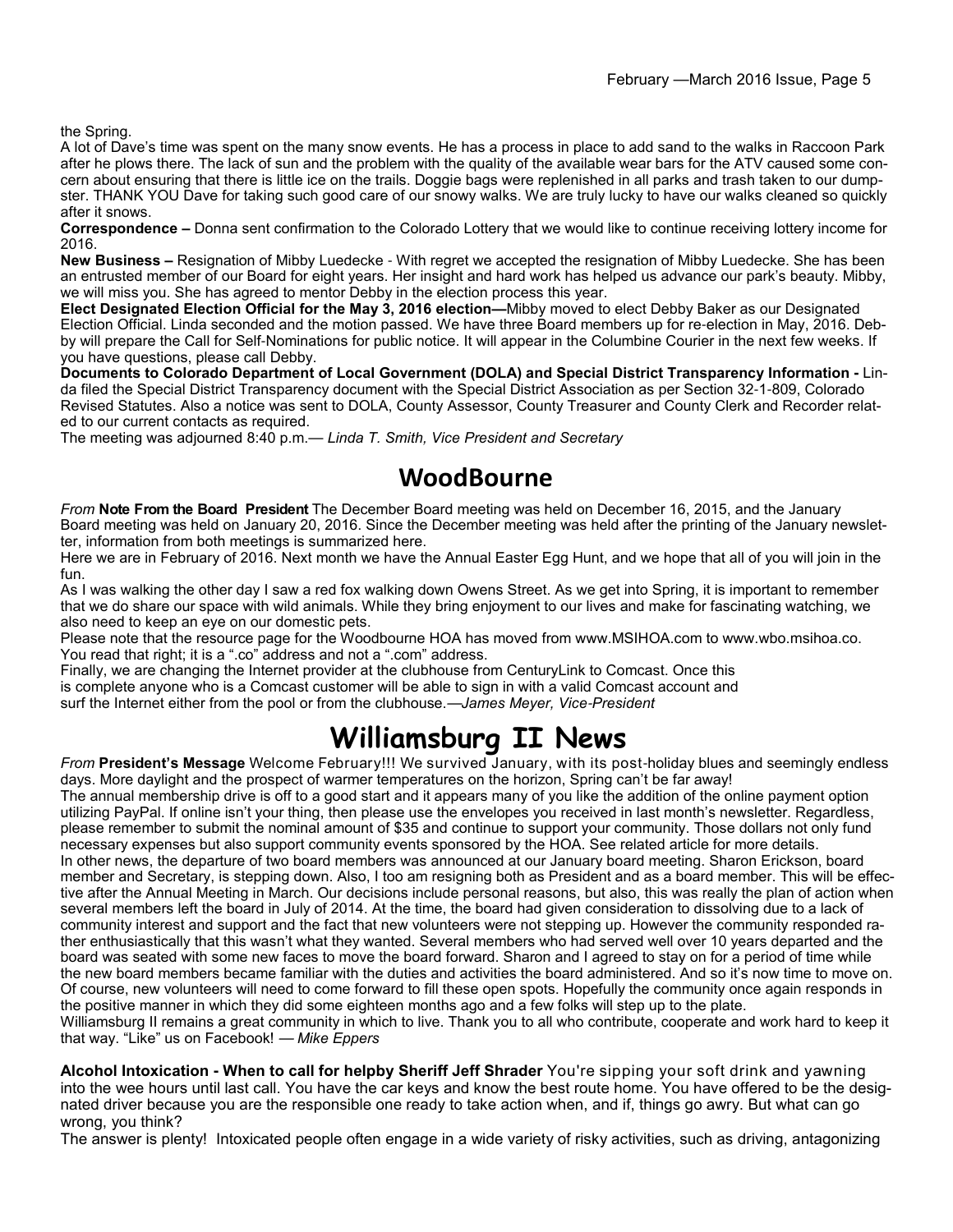the Spring.

A lot of Dave's time was spent on the many snow events. He has a process in place to add sand to the walks in Raccoon Park after he plows there. The lack of sun and the problem with the quality of the available wear bars for the ATV caused some concern about ensuring that there is little ice on the trails. Doggie bags were replenished in all parks and trash taken to our dumpster. THANK YOU Dave for taking such good care of our snowy walks. We are truly lucky to have our walks cleaned so quickly after it snows.

**Correspondence –** Donna sent confirmation to the Colorado Lottery that we would like to continue receiving lottery income for 2016.

**New Business –** Resignation of Mibby Luedecke - With regret we accepted the resignation of Mibby Luedecke. She has been an entrusted member of our Board for eight years. Her insight and hard work has helped us advance our park's beauty. Mibby, we will miss you. She has agreed to mentor Debby in the election process this year.

**Elect Designated Election Official for the May 3, 2016 election—**Mibby moved to elect Debby Baker as our Designated Election Official. Linda seconded and the motion passed. We have three Board members up for re-election in May, 2016. Debby will prepare the Call for Self-Nominations for public notice. It will appear in the Columbine Courier in the next few weeks. If you have questions, please call Debby.

**Documents to Colorado Department of Local Government (DOLA) and Special District Transparency Information -** Linda filed the Special District Transparency document with the Special District Association as per Section 32-1-809, Colorado Revised Statutes. Also a notice was sent to DOLA, County Assessor, County Treasurer and County Clerk and Recorder related to our current contacts as required.

The meeting was adjourned 8:40 p.m.— *Linda T. Smith, Vice President and Secretary*

## WoodBourne

*From* **Note From the Board President** The December Board meeting was held on December 16, 2015, and the January Board meeting was held on January 20, 2016. Since the December meeting was held after the printing of the January newsletter, information from both meetings is summarized here.

Here we are in February of 2016. Next month we have the Annual Easter Egg Hunt, and we hope that all of you will join in the fun.

As I was walking the other day I saw a red fox walking down Owens Street. As we get into Spring, it is important to remember that we do share our space with wild animals. While they bring enjoyment to our lives and make for fascinating watching, we also need to keep an eye on our domestic pets.

Please note that the resource page for the Woodbourne HOA has moved from www.MSIHOA.com to www.wbo.msihoa.co. You read that right; it is a ".co" address and not a ".com" address.

Finally, we are changing the Internet provider at the clubhouse from CenturyLink to Comcast. Once this is complete anyone who is a Comcast customer will be able to sign in with a valid Comcast account and surf the Internet either from the pool or from the clubhouse.—*James Meyer, Vice-President*

## Williamsburg II News

*From* **President's Message** Welcome February!!! We survived January, with its post-holiday blues and seemingly endless days. More daylight and the prospect of warmer temperatures on the horizon, Spring can't be far away!

The annual membership drive is off to a good start and it appears many of you like the addition of the online payment option utilizing PayPal. If online isn't your thing, then please use the envelopes you received in last month's newsletter. Regardless, please remember to submit the nominal amount of $35 and continue to support your community. Those dollars not only fund necessary expenses but also support community events sponsored by the HOA. See related article for more details.

In other news, the departure of two board members was announced at our January board meeting. Sharon Erickson, board member and Secretary, is stepping down. Also, I too am resigning both as President and as a board member. This will be effective after the Annual Meeting in March. Our decisions include personal reasons, but also, this was really the plan of action when several members left the board in July of 2014. At the time, the board had given consideration to dissolving due to a lack of community interest and support and the fact that new volunteers were not stepping up. However the community responded rather enthusiastically that this wasn't what they wanted. Several members who had served well over 10 years departed and the board was seated with some new faces to move the board forward. Sharon and I agreed to stay on for a period of time while the new board members became familiar with the duties and activities the board administered. And so it's now time to move on. Of course, new volunteers will need to come forward to fill these open spots. Hopefully the community once again responds in the positive manner in which they did some eighteen months ago and a few folks will step up to the plate.

Williamsburg II remains a great community in which to live. Thank you to all who contribute, cooperate and work hard to keep it that way. "Like" us on Facebook! — *Mike Eppers*

**Alcohol Intoxication - When to call for helpby Sheriff Jeff Shrader** You're sipping your soft drink and yawning into the wee hours until last call. You have the car keys and know the best route home. You have offered to be the designated driver because you are the responsible one ready to take action when, and if, things go awry. But what can go wrong, you think?

The answer is plenty! Intoxicated people often engage in a wide variety of risky activities, such as driving, antagonizing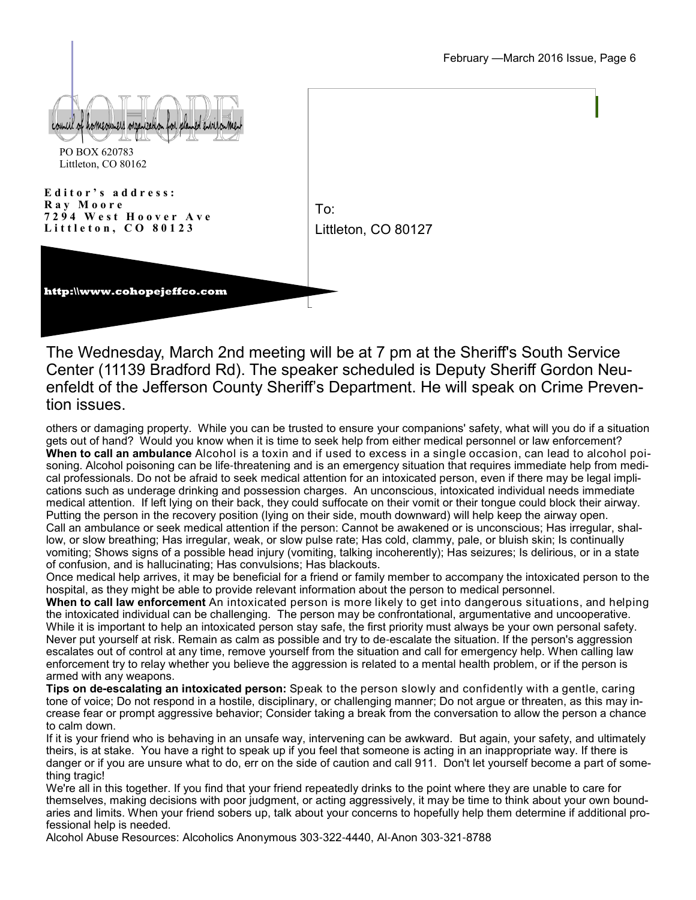COHOPE

council of homeowners organization for planned environment

PO BOX 620783
Littleton, CO 80162

**Editor's address:**
**Ray Moore**
**7294 West Hoover Ave**
**Littleton, CO 80123**

**http:\\www.cohopejeffco.com**

To:
Littleton, CO 80127

The Wednesday, March 2nd meeting will be at 7 pm at the Sheriff's South Service Center (11139 Bradford Rd). The speaker scheduled is Deputy Sheriff Gordon Neuenfeldt of the Jefferson County Sheriff's Department. He will speak on Crime Prevention issues.

others or damaging property. While you can be trusted to ensure your companions' safety, what will you do if a situation gets out of hand? Would you know when it is time to seek help from either medical personnel or law enforcement?

**When to call an ambulance** Alcohol is a toxin and if used to excess in a single occasion, can lead to alcohol poisoning. Alcohol poisoning can be life-threatening and is an emergency situation that requires immediate help from medical professionals. Do not be afraid to seek medical attention for an intoxicated person, even if there may be legal implications such as underage drinking and possession charges. An unconscious, intoxicated individual needs immediate medical attention. If left lying on their back, they could suffocate on their vomit or their tongue could block their airway. Putting the person in the recovery position (lying on their side, mouth downward) will help keep the airway open.

Call an ambulance or seek medical attention if the person: Cannot be awakened or is unconscious; Has irregular, shallow, or slow breathing; Has irregular, weak, or slow pulse rate; Has cold, clammy, pale, or bluish skin; Is continually vomiting; Shows signs of a possible head injury (vomiting, talking incoherently); Has seizures; Is delirious, or in a state of confusion, and is hallucinating; Has convulsions; Has blackouts.

Once medical help arrives, it may be beneficial for a friend or family member to accompany the intoxicated person to the hospital, as they might be able to provide relevant information about the person to medical personnel.

**When to call law enforcement** An intoxicated person is more likely to get into dangerous situations, and helping the intoxicated individual can be challenging. The person may be confrontational, argumentative and uncooperative. While it is important to help an intoxicated person stay safe, the first priority must always be your own personal safety. Never put yourself at risk. Remain as calm as possible and try to de-escalate the situation. If the person's aggression escalates out of control at any time, remove yourself from the situation and call for emergency help. When calling law enforcement try to relay whether you believe the aggression is related to a mental health problem, or if the person is armed with any weapons.

**Tips on de-escalating an intoxicated person:** Speak to the person slowly and confidently with a gentle, caring tone of voice; Do not respond in a hostile, disciplinary, or challenging manner; Do not argue or threaten, as this may increase fear or prompt aggressive behavior; Consider taking a break from the conversation to allow the person a chance to calm down.

If it is your friend who is behaving in an unsafe way, intervening can be awkward. But again, your safety, and ultimately theirs, is at stake. You have a right to speak up if you feel that someone is acting in an inappropriate way. If there is danger or if you are unsure what to do, err on the side of caution and call 911. Don't let yourself become a part of something tragic!

We're all in this together. If you find that your friend repeatedly drinks to the point where they are unable to care for themselves, making decisions with poor judgment, or acting aggressively, it may be time to think about your own boundaries and limits. When your friend sobers up, talk about your concerns to hopefully help them determine if additional professional help is needed.

Alcohol Abuse Resources: Alcoholics Anonymous 303-322-4440, Al-Anon 303-321-8788